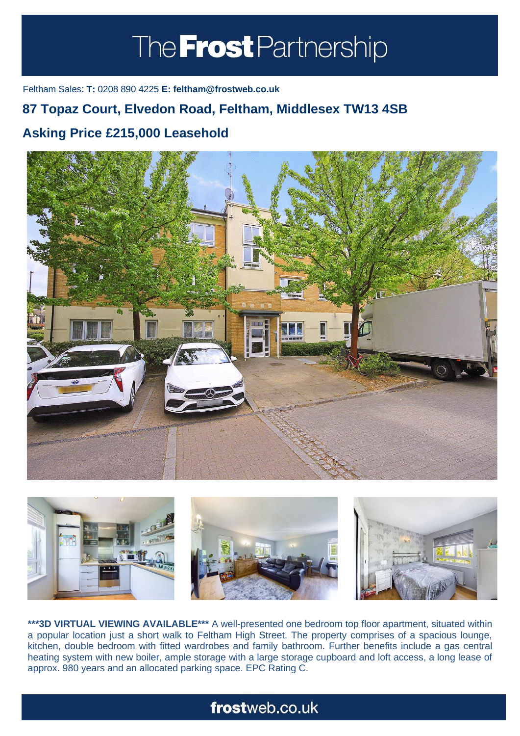# The Frost Partnership

Feltham Sales: **T:** 0208 890 4225 **E: feltham@frostweb.co.uk**

## 87 Topaz Court, Elvedon Road, Feltham, Middlesex TW13 4SB

## Asking Price £215,000 Leasehold

**\*\*\*3D VIRTUAL VIEWING AVAILABLE\*\*\*** A well-presented one bedroom top floor apartment, situated within a popular location just a short walk to Feltham High Street. The property comprises of a spacious lounge, kitchen, double bedroom with fitted wardrobes and family bathroom. Further benefits include a gas central heating system with new boiler, ample storage with a large storage cupboard and loft access, a long lease of approx. 980 years and an allocated parking space. EPC Rating C.

**frost**web.co.uk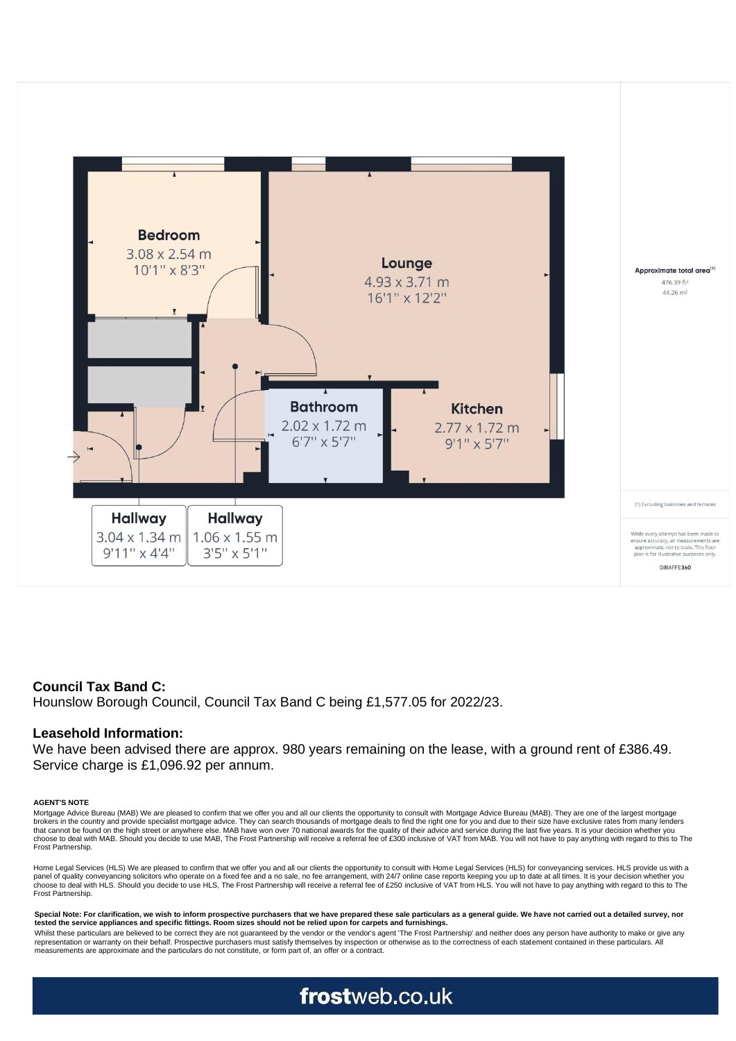Bedroom
3.08 x 2.54 m
10'1" x 8'3"

Lounge
4.93 x 3.71 m
16'1" x 12'2"

Bathroom
2.02 x 1.72 m
6'7" x 5'7"

Kitchen
2.77 x 1.72 m
9'1" x 5'7"

Hallway
3.04 x 1.34 m
9'11" x 4'4"

Hallway
1.06 x 1.55 m
3'5" x 5'1"

Approximate total area[1]
476.39 ft²
44.26 m²

(1) Excluding balconies and terraces

While every attempt has been made to ensure accuracy, all measurements are approximate, not to scale. This floor plan is for illustrative purposes only.

GIRAFFE360

**Council Tax Band C:**

Hounslow Borough Council, Council Tax Band C being £1,577.05 for 2022/23.

**Leasehold Information:**

We have been advised there are approx. 980 years remaining on the lease, with a ground rent of £386.49. Service charge is £1,096.92 per annum.

**AGENT'S NOTE**

Mortgage Advice Bureau (MAB) We are pleased to confirm that we offer you and all our clients the opportunity to consult with Mortgage Advice Bureau (MAB). They are one of the largest mortgage brokers in the country and provide specialist mortgage advice. They can search thousands of mortgage deals to find the right one for you and due to their size have exclusive rates from many lenders that cannot be found on the high street or anywhere else. MAB have won over 70 national awards for the quality of their advice and service during the last five years. It is your decision whether you choose to deal with MAB. Should you decide to use MAB, The Frost Partnership will receive a referral fee of £300 inclusive of VAT from MAB. You will not have to pay anything with regard to this to The Frost Partnership.

Home Legal Services (HLS) We are pleased to confirm that we offer you and all our clients the opportunity to consult with Home Legal Services (HLS) for conveyancing services. HLS provide us with a panel of quality conveyancing solicitors who operate on a fixed fee and a no sale, no fee arrangement, with 24/7 online case reports keeping you up to date at all times. It is your decision whether you choose to deal with HLS. Should you decide to use HLS, The Frost Partnership will receive a referral fee of £250 inclusive of VAT from HLS. You will not have to pay anything with regard to this to The Frost Partnership.

**Special Note: For clarification, we wish to inform prospective purchasers that we have prepared these sale particulars as a general guide. We have not carried out a detailed survey, nor tested the service appliances and specific fittings. Room sizes should not be relied upon for carpets and furnishings.**

Whilst these particulars are believed to be correct they are not guaranteed by the vendor or the vendor's agent 'The Frost Partnership' and neither does any person have authority to make or give any representation or warranty on their behalf. Prospective purchasers must satisfy themselves by inspection or otherwise as to the correctness of each statement contained in these particulars. All measurements are approximate and the particulars do not constitute, or form part of, an offer or a contract.

**frost**web.co.uk